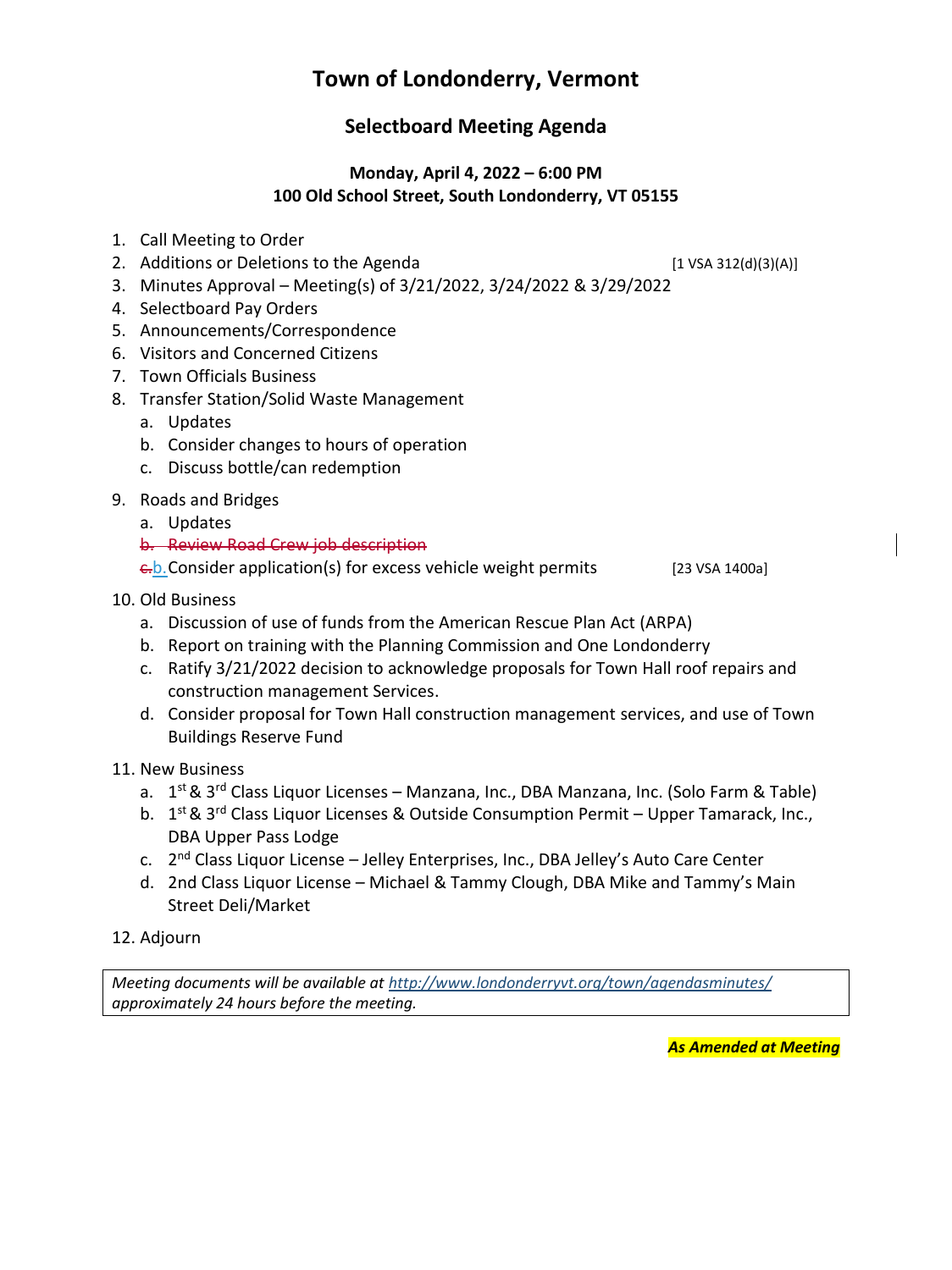# Town of Londonderry, Vermont

## Selectboard Meeting Agenda

**Monday, April 4, 2022 – 6:00 PM**
**100 Old School Street, South Londonderry, VT 05155**

1. Call Meeting to Order
2. Additions or Deletions to the Agenda [1 VSA 312(d)(3)(A)]
3. Minutes Approval – Meeting(s) of 3/21/2022, 3/24/2022 & 3/29/2022
4. Selectboard Pay Orders
5. Announcements/Correspondence
6. Visitors and Concerned Citizens
7. Town Officials Business
8. Transfer Station/Solid Waste Management
   a. Updates
   b. Consider changes to hours of operation
   c. Discuss bottle/can redemption
9. Roads and Bridges
   a. Updates
   ~~b. Review Road Crew job description~~
   ~~c.~~b. Consider application(s) for excess vehicle weight permits [23 VSA 1400a]
10. Old Business
    a. Discussion of use of funds from the American Rescue Plan Act (ARPA)
    b. Report on training with the Planning Commission and One Londonderry
    c. Ratify 3/21/2022 decision to acknowledge proposals for Town Hall roof repairs and construction management Services.
    d. Consider proposal for Town Hall construction management services, and use of Town Buildings Reserve Fund
11. New Business
    a. 1st & 3rd Class Liquor Licenses – Manzana, Inc., DBA Manzana, Inc. (Solo Farm & Table)
    b. 1st & 3rd Class Liquor Licenses & Outside Consumption Permit – Upper Tamarack, Inc., DBA Upper Pass Lodge
    c. 2nd Class Liquor License – Jelley Enterprises, Inc., DBA Jelley's Auto Care Center
    d. 2nd Class Liquor License – Michael & Tammy Clough, DBA Mike and Tammy's Main Street Deli/Market
12. Adjourn

*Meeting documents will be available at [http://www.londonderryvt.org/town/agendasminutes/](http://www.londonderryvt.org/town/agendasminutes/) approximately 24 hours before the meeting.*

***As Amended at Meeting***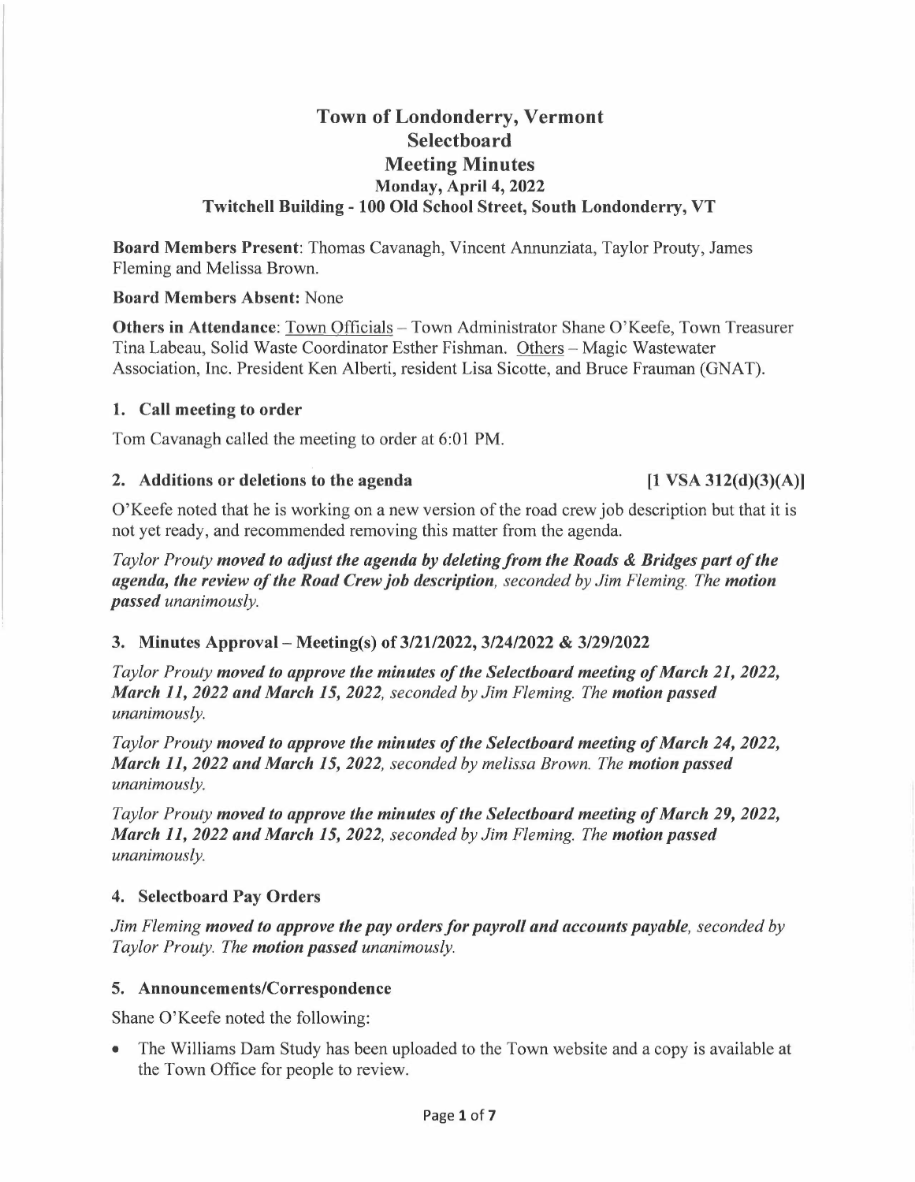# Town of Londonderry, Vermont
# Selectboard
# Meeting Minutes
### Monday, April 4, 2022
### Twitchell Building - 100 Old School Street, South Londonderry, VT

**Board Members Present**: Thomas Cavanagh, Vincent Annunziata, Taylor Prouty, James Fleming and Melissa Brown.

**Board Members Absent:** None

**Others in Attendance**: Town Officials – Town Administrator Shane O'Keefe, Town Treasurer Tina Labeau, Solid Waste Coordinator Esther Fishman. Others – Magic Wastewater Association, Inc. President Ken Alberti, resident Lisa Sicotte, and Bruce Frauman (GNAT).

## 1. Call meeting to order

Tom Cavanagh called the meeting to order at 6:01 PM.

## 2. Additions or deletions to the agenda [1 VSA 312(d)(3)(A)]

O'Keefe noted that he is working on a new version of the road crew job description but that it is not yet ready, and recommended removing this matter from the agenda.

*Taylor Prouty* ***moved to adjust the agenda by deleting from the Roads & Bridges part of the agenda, the review of the Road Crew job description****, seconded by Jim Fleming. The* ***motion passed*** *unanimously.*

## 3. Minutes Approval – Meeting(s) of 3/21/2022, 3/24/2022 & 3/29/2022

*Taylor Prouty* ***moved to approve the minutes of the Selectboard meeting of March 21, 2022, March 11, 2022 and March 15, 2022****, seconded by Jim Fleming. The* ***motion passed*** *unanimously.*

*Taylor Prouty* ***moved to approve the minutes of the Selectboard meeting of March 24, 2022, March 11, 2022 and March 15, 2022****, seconded by melissa Brown. The* ***motion passed*** *unanimously.*

*Taylor Prouty* ***moved to approve the minutes of the Selectboard meeting of March 29, 2022, March 11, 2022 and March 15, 2022****, seconded by Jim Fleming. The* ***motion passed*** *unanimously.*

## 4. Selectboard Pay Orders

*Jim Fleming* ***moved to approve the pay orders for payroll and accounts payable****, seconded by Taylor Prouty. The* ***motion passed*** *unanimously.*

## 5. Announcements/Correspondence

Shane O'Keefe noted the following:

- The Williams Dam Study has been uploaded to the Town website and a copy is available at the Town Office for people to review.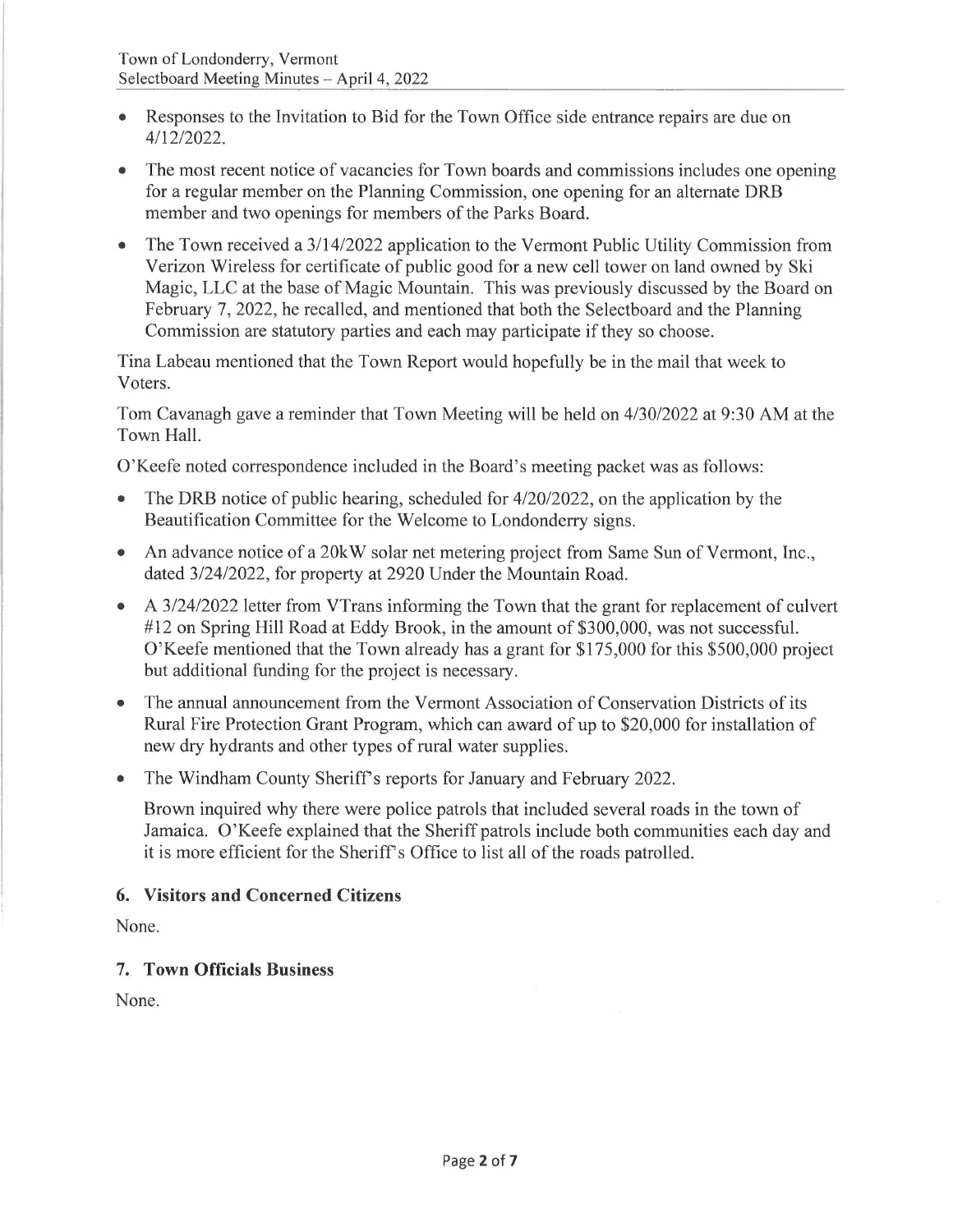- Responses to the Invitation to Bid for the Town Office side entrance repairs are due on 4/12/2022.
- The most recent notice of vacancies for Town boards and commissions includes one opening for a regular member on the Planning Commission, one opening for an alternate DRB member and two openings for members of the Parks Board.
- The Town received a 3/14/2022 application to the Vermont Public Utility Commission from Verizon Wireless for certificate of public good for a new cell tower on land owned by Ski Magic, LLC at the base of Magic Mountain. This was previously discussed by the Board on February 7, 2022, he recalled, and mentioned that both the Selectboard and the Planning Commission are statutory parties and each may participate if they so choose.

Tina Labeau mentioned that the Town Report would hopefully be in the mail that week to Voters.

Tom Cavanagh gave a reminder that Town Meeting will be held on 4/30/2022 at 9:30 AM at the Town Hall.

O'Keefe noted correspondence included in the Board's meeting packet was as follows:

- The DRB notice of public hearing, scheduled for 4/20/2022, on the application by the Beautification Committee for the Welcome to Londonderry signs.
- An advance notice of a 20kW solar net metering project from Same Sun of Vermont, Inc., dated 3/24/2022, for property at 2920 Under the Mountain Road.
- A 3/24/2022 letter from VTrans informing the Town that the grant for replacement of culvert #12 on Spring Hill Road at Eddy Brook, in the amount of $300,000, was not successful. O'Keefe mentioned that the Town already has a grant for $175,000 for this $500,000 project but additional funding for the project is necessary.
- The annual announcement from the Vermont Association of Conservation Districts of its Rural Fire Protection Grant Program, which can award of up to $20,000 for installation of new dry hydrants and other types of rural water supplies.
- The Windham County Sheriff's reports for January and February 2022.

  Brown inquired why there were police patrols that included several roads in the town of Jamaica. O'Keefe explained that the Sheriff patrols include both communities each day and it is more efficient for the Sheriff's Office to list all of the roads patrolled.

## 6. Visitors and Concerned Citizens

None.

## 7. Town Officials Business

None.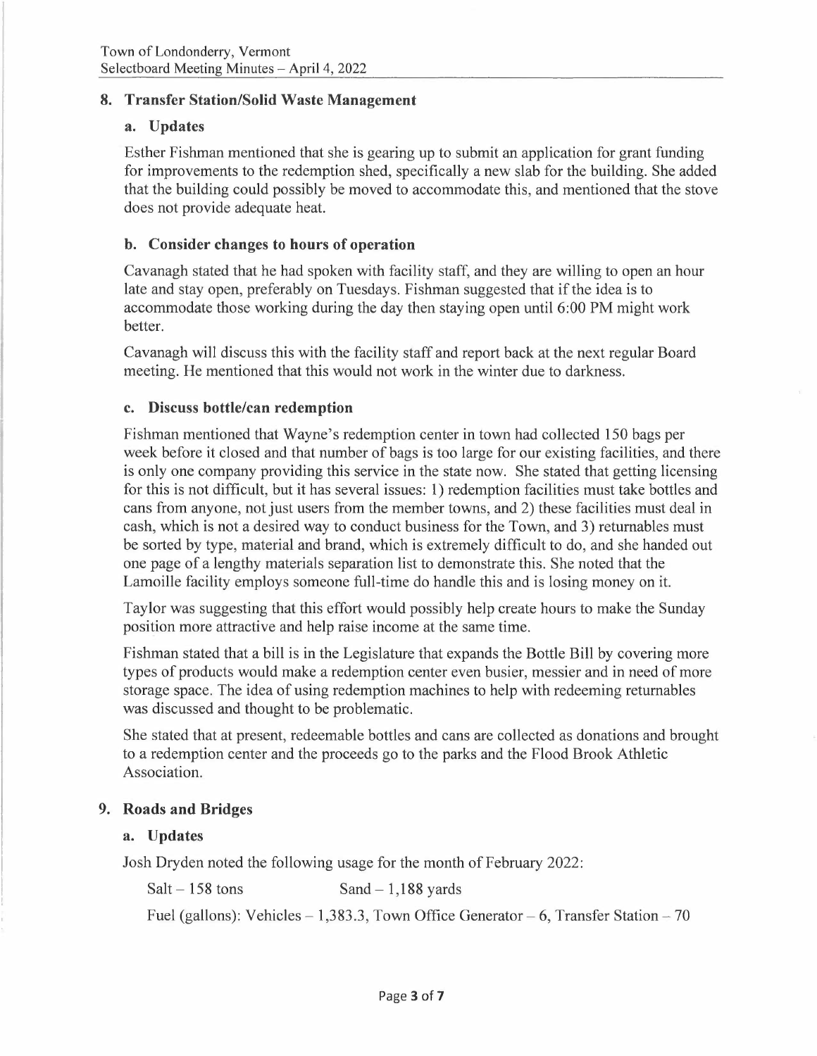## 8. Transfer Station/Solid Waste Management

### a. Updates

Esther Fishman mentioned that she is gearing up to submit an application for grant funding for improvements to the redemption shed, specifically a new slab for the building. She added that the building could possibly be moved to accommodate this, and mentioned that the stove does not provide adequate heat.

### b. Consider changes to hours of operation

Cavanagh stated that he had spoken with facility staff, and they are willing to open an hour late and stay open, preferably on Tuesdays. Fishman suggested that if the idea is to accommodate those working during the day then staying open until 6:00 PM might work better.

Cavanagh will discuss this with the facility staff and report back at the next regular Board meeting. He mentioned that this would not work in the winter due to darkness.

### c. Discuss bottle/can redemption

Fishman mentioned that Wayne's redemption center in town had collected 150 bags per week before it closed and that number of bags is too large for our existing facilities, and there is only one company providing this service in the state now. She stated that getting licensing for this is not difficult, but it has several issues: 1) redemption facilities must take bottles and cans from anyone, not just users from the member towns, and 2) these facilities must deal in cash, which is not a desired way to conduct business for the Town, and 3) returnables must be sorted by type, material and brand, which is extremely difficult to do, and she handed out one page of a lengthy materials separation list to demonstrate this. She noted that the Lamoille facility employs someone full-time do handle this and is losing money on it.

Taylor was suggesting that this effort would possibly help create hours to make the Sunday position more attractive and help raise income at the same time.

Fishman stated that a bill is in the Legislature that expands the Bottle Bill by covering more types of products would make a redemption center even busier, messier and in need of more storage space. The idea of using redemption machines to help with redeeming returnables was discussed and thought to be problematic.

She stated that at present, redeemable bottles and cans are collected as donations and brought to a redemption center and the proceeds go to the parks and the Flood Brook Athletic Association.

## 9. Roads and Bridges

### a. Updates

Josh Dryden noted the following usage for the month of February 2022:

Salt – 158 tons    Sand – 1,188 yards

Fuel (gallons): Vehicles – 1,383.3, Town Office Generator – 6, Transfer Station – 70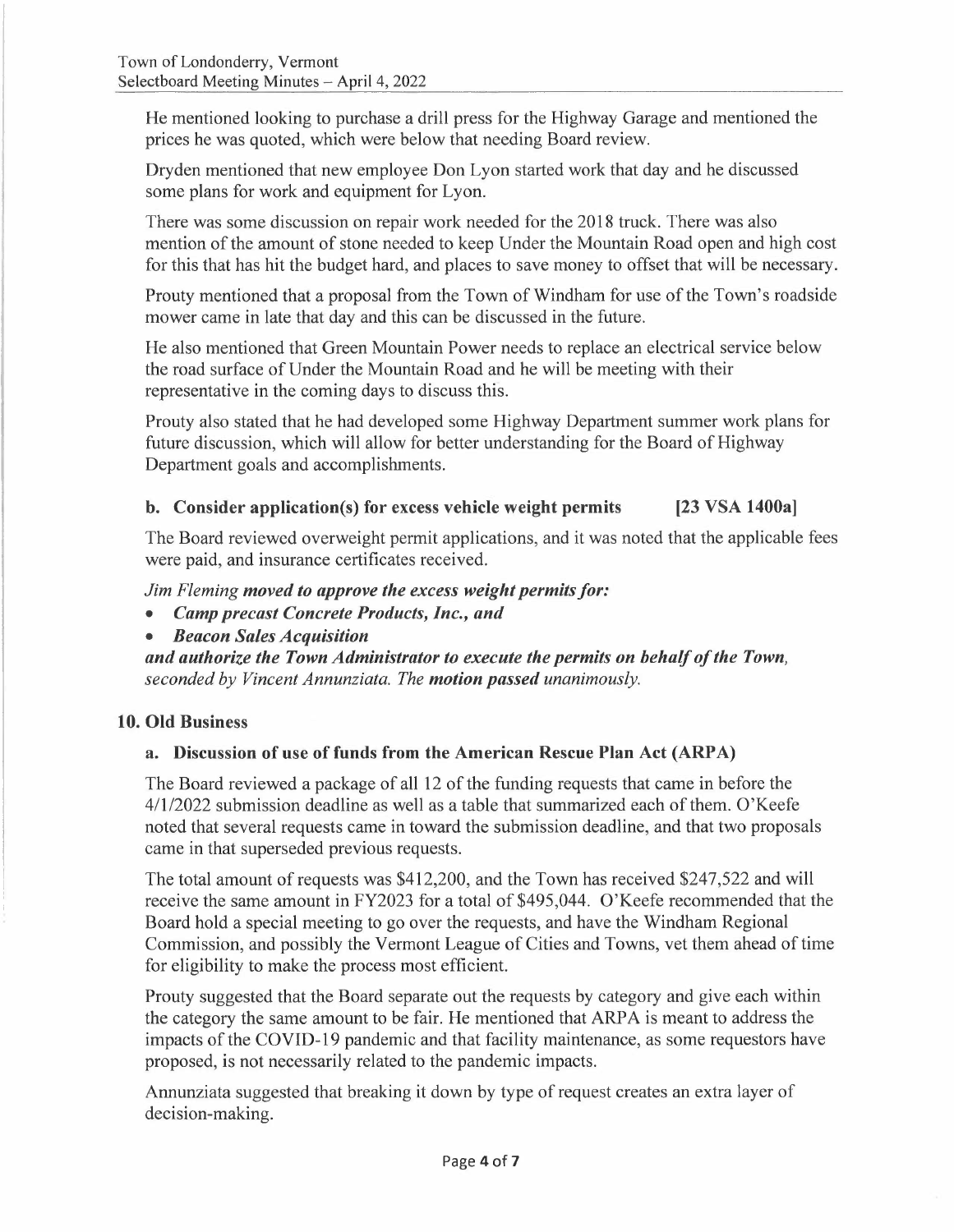He mentioned looking to purchase a drill press for the Highway Garage and mentioned the prices he was quoted, which were below that needing Board review.

Dryden mentioned that new employee Don Lyon started work that day and he discussed some plans for work and equipment for Lyon.

There was some discussion on repair work needed for the 2018 truck. There was also mention of the amount of stone needed to keep Under the Mountain Road open and high cost for this that has hit the budget hard, and places to save money to offset that will be necessary.

Prouty mentioned that a proposal from the Town of Windham for use of the Town's roadside mower came in late that day and this can be discussed in the future.

He also mentioned that Green Mountain Power needs to replace an electrical service below the road surface of Under the Mountain Road and he will be meeting with their representative in the coming days to discuss this.

Prouty also stated that he had developed some Highway Department summer work plans for future discussion, which will allow for better understanding for the Board of Highway Department goals and accomplishments.

### b. Consider application(s) for excess vehicle weight permits [23 VSA 1400a]

The Board reviewed overweight permit applications, and it was noted that the applicable fees were paid, and insurance certificates received.

*Jim Fleming* ***moved to approve the excess weight permits for:***

- ***Camp precast Concrete Products, Inc., and***
- ***Beacon Sales Acquisition***

***and authorize the Town Administrator to execute the permits on behalf of the Town,*** *seconded by Vincent Annunziata. The* ***motion passed*** *unanimously.*

## 10. Old Business

### a. Discussion of use of funds from the American Rescue Plan Act (ARPA)

The Board reviewed a package of all 12 of the funding requests that came in before the 4/1/2022 submission deadline as well as a table that summarized each of them. O'Keefe noted that several requests came in toward the submission deadline, and that two proposals came in that superseded previous requests.

The total amount of requests was $412,200, and the Town has received $247,522 and will receive the same amount in FY2023 for a total of $495,044. O'Keefe recommended that the Board hold a special meeting to go over the requests, and have the Windham Regional Commission, and possibly the Vermont League of Cities and Towns, vet them ahead of time for eligibility to make the process most efficient.

Prouty suggested that the Board separate out the requests by category and give each within the category the same amount to be fair. He mentioned that ARPA is meant to address the impacts of the COVID-19 pandemic and that facility maintenance, as some requestors have proposed, is not necessarily related to the pandemic impacts.

Annunziata suggested that breaking it down by type of request creates an extra layer of decision-making.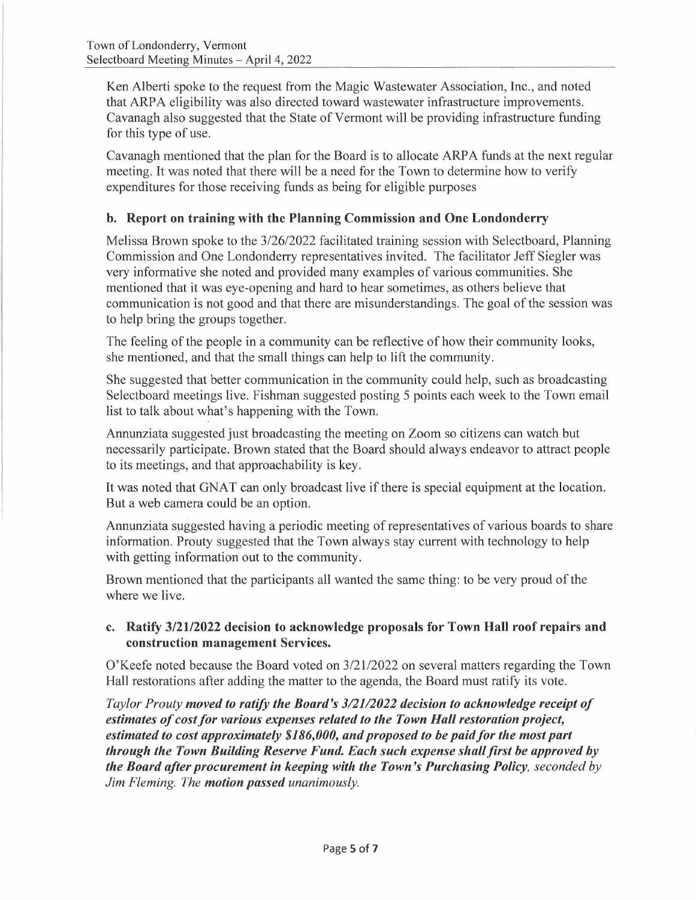Ken Alberti spoke to the request from the Magic Wastewater Association, Inc., and noted that ARPA eligibility was also directed toward wastewater infrastructure improvements. Cavanagh also suggested that the State of Vermont will be providing infrastructure funding for this type of use.

Cavanagh mentioned that the plan for the Board is to allocate ARPA funds at the next regular meeting. It was noted that there will be a need for the Town to determine how to verify expenditures for those receiving funds as being for eligible purposes

### b. Report on training with the Planning Commission and One Londonderry

Melissa Brown spoke to the 3/26/2022 facilitated training session with Selectboard, Planning Commission and One Londonderry representatives invited. The facilitator Jeff Siegler was very informative she noted and provided many examples of various communities. She mentioned that it was eye-opening and hard to hear sometimes, as others believe that communication is not good and that there are misunderstandings. The goal of the session was to help bring the groups together.

The feeling of the people in a community can be reflective of how their community looks, she mentioned, and that the small things can help to lift the community.

She suggested that better communication in the community could help, such as broadcasting Selectboard meetings live. Fishman suggested posting 5 points each week to the Town email list to talk about what's happening with the Town.

Annunziata suggested just broadcasting the meeting on Zoom so citizens can watch but necessarily participate. Brown stated that the Board should always endeavor to attract people to its meetings, and that approachability is key.

It was noted that GNAT can only broadcast live if there is special equipment at the location. But a web camera could be an option.

Annunziata suggested having a periodic meeting of representatives of various boards to share information. Prouty suggested that the Town always stay current with technology to help with getting information out to the community.

Brown mentioned that the participants all wanted the same thing: to be very proud of the where we live.

### c. Ratify 3/21/2022 decision to acknowledge proposals for Town Hall roof repairs and construction management Services.

O'Keefe noted because the Board voted on 3/21/2022 on several matters regarding the Town Hall restorations after adding the matter to the agenda, the Board must ratify its vote.

*Taylor Prouty* ***moved to ratify the Board's 3/21/2022 decision to acknowledge receipt of estimates of cost for various expenses related to the Town Hall restoration project, estimated to cost approximately $186,000, and proposed to be paid for the most part through the Town Building Reserve Fund. Each such expense shall first be approved by the Board after procurement in keeping with the Town's Purchasing Policy****, seconded by Jim Fleming. The* ***motion passed*** *unanimously.*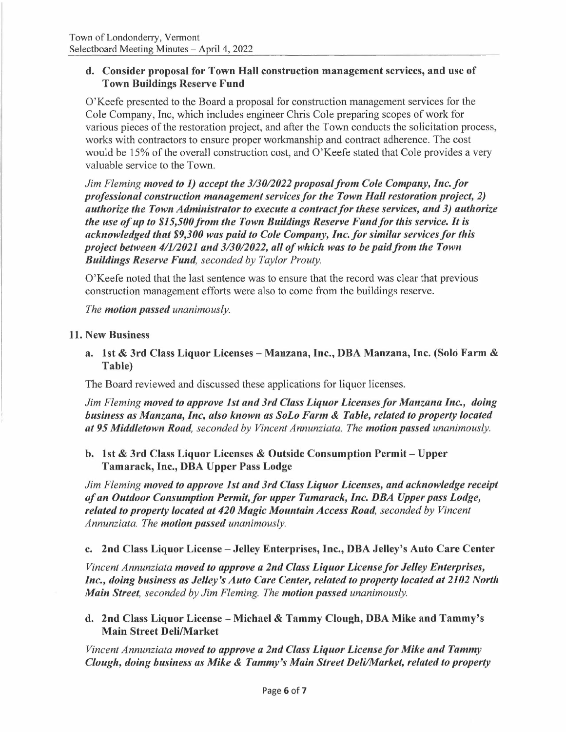**d. Consider proposal for Town Hall construction management services, and use of Town Buildings Reserve Fund**

O'Keefe presented to the Board a proposal for construction management services for the Cole Company, Inc, which includes engineer Chris Cole preparing scopes of work for various pieces of the restoration project, and after the Town conducts the solicitation process, works with contractors to ensure proper workmanship and contract adherence. The cost would be 15% of the overall construction cost, and O'Keefe stated that Cole provides a very valuable service to the Town.

*Jim Fleming* ***moved to 1) accept the 3/30/2022 proposal from Cole Company, Inc. for professional construction management services for the Town Hall restoration project, 2) authorize the Town Administrator to execute a contract for these services, and 3) authorize the use of up to $15,500 from the Town Buildings Reserve Fund for this service. It is acknowledged that $9,300 was paid to Cole Company, Inc. for similar services for this project between 4/1/2021 and 3/30/2022, all of which was to be paid from the Town Buildings Reserve Fund****, seconded by Taylor Prouty.*

O'Keefe noted that the last sentence was to ensure that the record was clear that previous construction management efforts were also to come from the buildings reserve.

*The* ***motion passed*** *unanimously.*

**11. New Business**

**a. 1st & 3rd Class Liquor Licenses – Manzana, Inc., DBA Manzana, Inc. (Solo Farm & Table)**

The Board reviewed and discussed these applications for liquor licenses.

*Jim Fleming* ***moved to approve 1st and 3rd Class Liquor Licenses for Manzana Inc., doing business as Manzana, Inc, also known as SoLo Farm & Table, related to property located at 95 Middletown Road****, seconded by Vincent Annunziata. The* ***motion passed*** *unanimously.*

**b. 1st & 3rd Class Liquor Licenses & Outside Consumption Permit – Upper Tamarack, Inc., DBA Upper Pass Lodge**

*Jim Fleming* ***moved to approve 1st and 3rd Class Liquor Licenses, and acknowledge receipt of an Outdoor Consumption Permit, for upper Tamarack, Inc. DBA Upper pass Lodge, related to property located at 420 Magic Mountain Access Road****, seconded by Vincent Annunziata. The* ***motion passed*** *unanimously.*

**c. 2nd Class Liquor License – Jelley Enterprises, Inc., DBA Jelley's Auto Care Center**

*Vincent Annunziata* ***moved to approve a 2nd Class Liquor License for Jelley Enterprises, Inc., doing business as Jelley's Auto Care Center, related to property located at 2102 North Main Street****, seconded by Jim Fleming. The* ***motion passed*** *unanimously.*

**d. 2nd Class Liquor License – Michael & Tammy Clough, DBA Mike and Tammy's Main Street Deli/Market**

*Vincent Annunziata* ***moved to approve a 2nd Class Liquor License for Mike and Tammy Clough, doing business as Mike & Tammy's Main Street Deli/Market, related to property***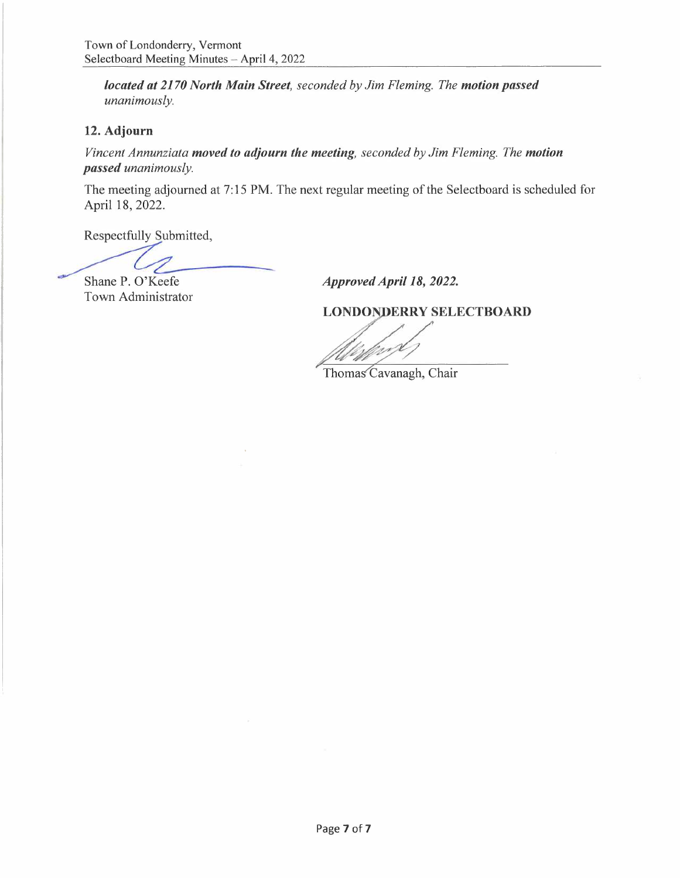***located at 2170 North Main Street****, seconded by Jim Fleming. The* ***motion passed*** *unanimously.*

## 12. Adjourn

*Vincent Annunziata* ***moved to adjourn the meeting****, seconded by Jim Fleming. The* ***motion passed*** *unanimously.*

The meeting adjourned at 7:15 PM. The next regular meeting of the Selectboard is scheduled for April 18, 2022.

Respectfully Submitted,

Shane P. O'Keefe
Town Administrator

***Approved April 18, 2022.***

**LONDONDERRY SELECTBOARD**

Thomas Cavanagh, Chair